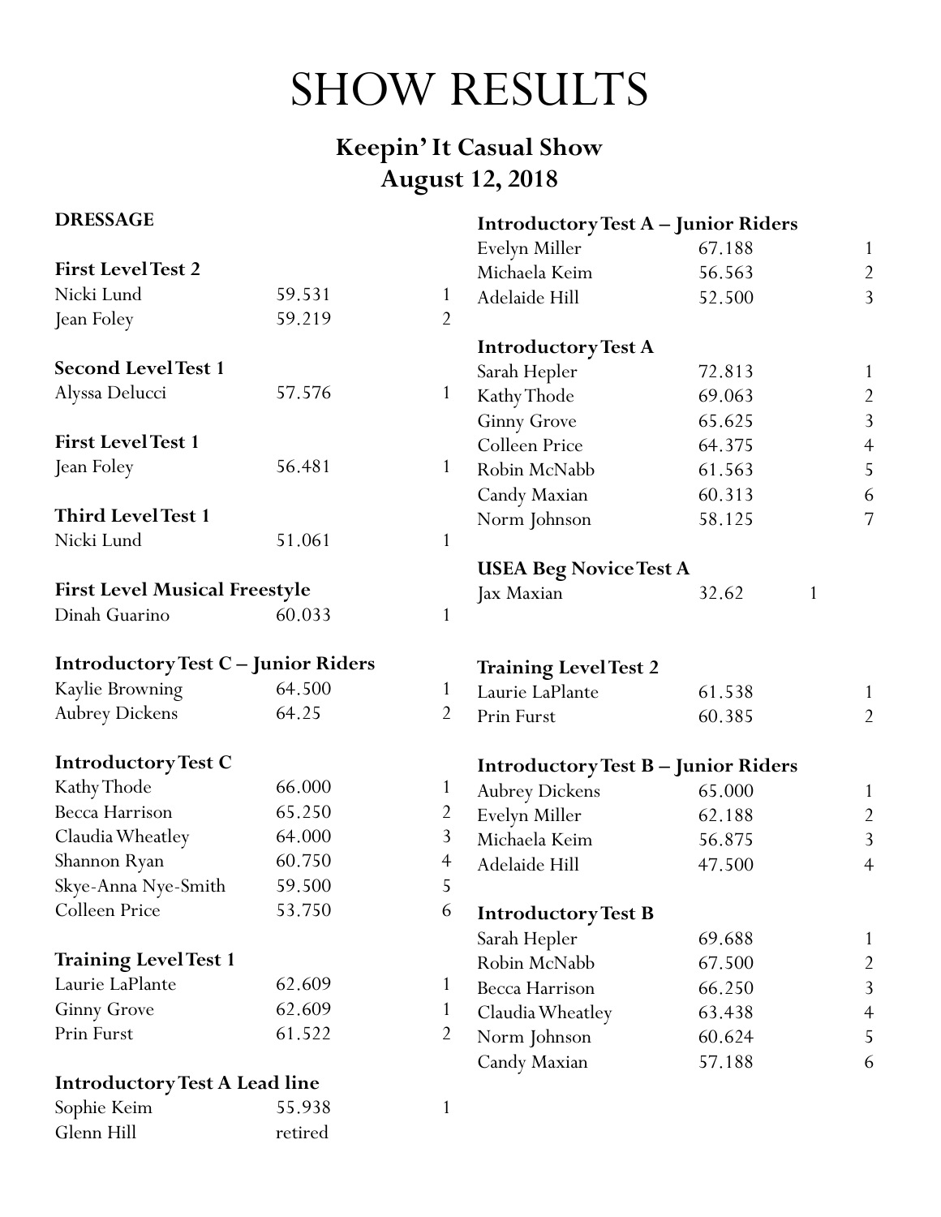# SHOW RESULTS

## Keepin' It Casual Show
## August 12, 2018

### DRESSAGE

**First Level Test 2**

| | | |
|---|---|---|
| Nicki Lund | 59.531 | 1 |
| Jean Foley | 59.219 | 2 |

**Second Level Test 1**

| | | |
|---|---|---|
| Alyssa Delucci | 57.576 | 1 |

**First Level Test 1**

| | | |
|---|---|---|
| Jean Foley | 56.481 | 1 |

**Third Level Test 1**

| | | |
|---|---|---|
| Nicki Lund | 51.061 | 1 |

**First Level Musical Freestyle**

| | | |
|---|---|---|
| Dinah Guarino | 60.033 | 1 |

**Introductory Test C – Junior Riders**

| | | |
|---|---|---|
| Kaylie Browning | 64.500 | 1 |
| Aubrey Dickens | 64.25 | 2 |

**Introductory Test C**

| | | |
|---|---|---|
| Kathy Thode | 66.000 | 1 |
| Becca Harrison | 65.250 | 2 |
| Claudia Wheatley | 64.000 | 3 |
| Shannon Ryan | 60.750 | 4 |
| Skye-Anna Nye-Smith | 59.500 | 5 |
| Colleen Price | 53.750 | 6 |

**Training Level Test 1**

| | | |
|---|---|---|
| Laurie LaPlante | 62.609 | 1 |
| Ginny Grove | 62.609 | 1 |
| Prin Furst | 61.522 | 2 |

**Introductory Test A Lead line**

| | | |
|---|---|---|
| Sophie Keim | 55.938 | 1 |
| Glenn Hill | retired | |

**Introductory Test A – Junior Riders**

| | | |
|---|---|---|
| Evelyn Miller | 67.188 | 1 |
| Michaela Keim | 56.563 | 2 |
| Adelaide Hill | 52.500 | 3 |

**Introductory Test A**

| | | |
|---|---|---|
| Sarah Hepler | 72.813 | 1 |
| Kathy Thode | 69.063 | 2 |
| Ginny Grove | 65.625 | 3 |
| Colleen Price | 64.375 | 4 |
| Robin McNabb | 61.563 | 5 |
| Candy Maxian | 60.313 | 6 |
| Norm Johnson | 58.125 | 7 |

**USEA Beg Novice Test A**

| | | |
|---|---|---|
| Jax Maxian | 32.62 | 1 |

**Training Level Test 2**

| | | |
|---|---|---|
| Laurie LaPlante | 61.538 | 1 |
| Prin Furst | 60.385 | 2 |

**Introductory Test B – Junior Riders**

| | | |
|---|---|---|
| Aubrey Dickens | 65.000 | 1 |
| Evelyn Miller | 62.188 | 2 |
| Michaela Keim | 56.875 | 3 |
| Adelaide Hill | 47.500 | 4 |

**Introductory Test B**

| | | |
|---|---|---|
| Sarah Hepler | 69.688 | 1 |
| Robin McNabb | 67.500 | 2 |
| Becca Harrison | 66.250 | 3 |
| Claudia Wheatley | 63.438 | 4 |
| Norm Johnson | 60.624 | 5 |
| Candy Maxian | 57.188 | 6 |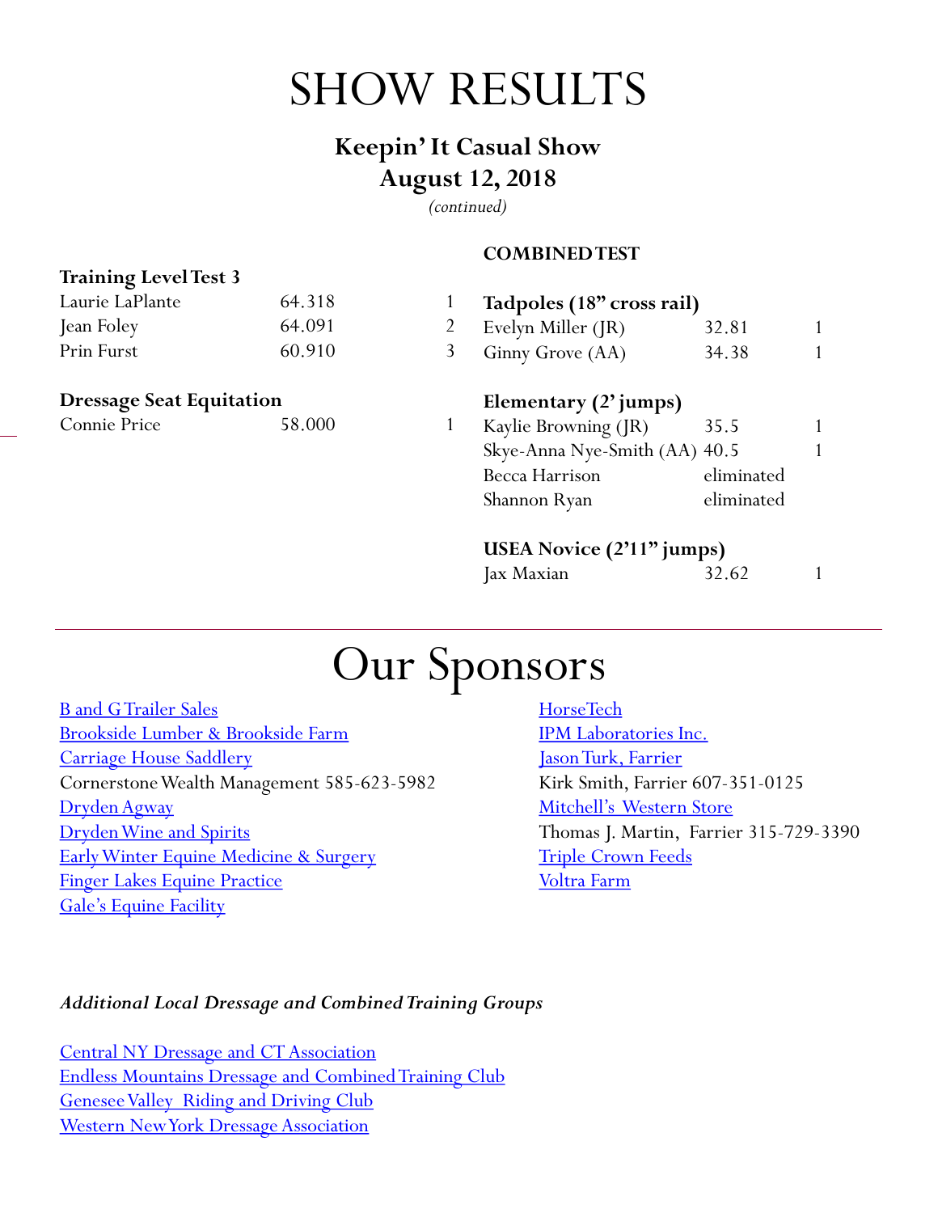# SHOW RESULTS

## Keepin' It Casual Show
## August 12, 2018

*(continued)*

**Training Level Test 3**

| | | |
|---|---|---|
| Laurie LaPlante | 64.318 | 1 |
| Jean Foley | 64.091 | 2 |
| Prin Furst | 60.910 | 3 |

**Dressage Seat Equitation**

| | | |
|---|---|---|
| Connie Price | 58.000 | 1 |

**COMBINED TEST**

**Tadpoles (18" cross rail)**

| | | |
|---|---|---|
| Evelyn Miller (JR) | 32.81 | 1 |
| Ginny Grove (AA) | 34.38 | 1 |

**Elementary (2' jumps)**

| | | |
|---|---|---|
| Kaylie Browning (JR) | 35.5 | 1 |
| Skye-Anna Nye-Smith (AA) | 40.5 | 1 |
| Becca Harrison | eliminated | |
| Shannon Ryan | eliminated | |

**USEA Novice (2'11" jumps)**

| | | |
|---|---|---|
| Jax Maxian | 32.62 | 1 |

# Our Sponsors

B and G Trailer Sales
Brookside Lumber & Brookside Farm
Carriage House Saddlery
Cornerstone Wealth Management 585-623-5982
Dryden Agway
Dryden Wine and Spirits
Early Winter Equine Medicine & Surgery
Finger Lakes Equine Practice
Gale's Equine Facility
HorseTech
IPM Laboratories Inc.
Jason Turk, Farrier
Kirk Smith, Farrier 607-351-0125
Mitchell's Western Store
Thomas J. Martin, Farrier 315-729-3390
Triple Crown Feeds
Voltra Farm

***Additional Local Dressage and Combined Training Groups***

Central NY Dressage and CT Association
Endless Mountains Dressage and Combined Training Club
Genesee Valley Riding and Driving Club
Western New York Dressage Association